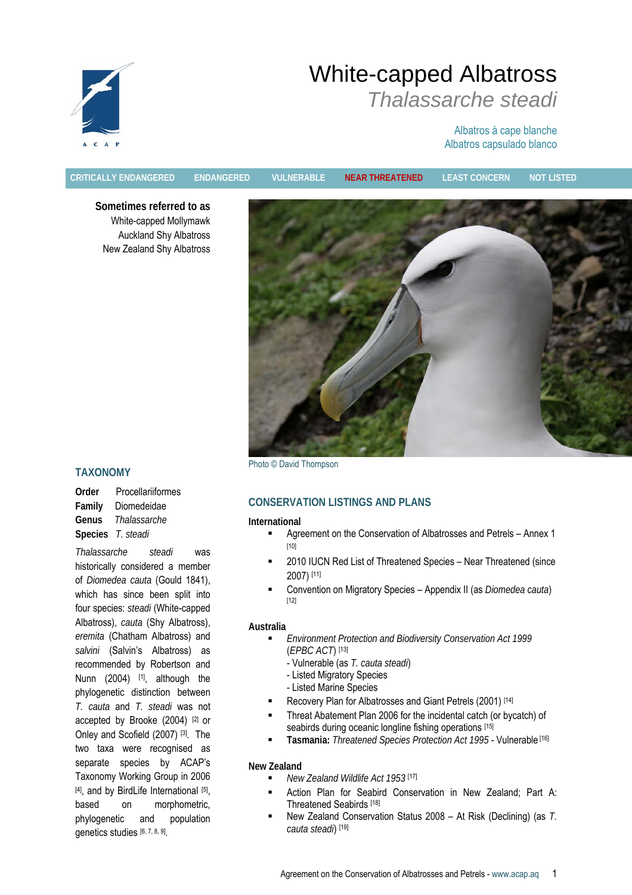# White-capped Albatross

## *Thalassarche steadi*

Albatros à cape blanche
Albatros capsulado blanco

CRITICALLY ENDANGERED | ENDANGERED | VULNERABLE | **NEAR THREATENED** | LEAST CONCERN | NOT LISTED

**Sometimes referred to as**
White-capped Mollymawk
Auckland Shy Albatross
New Zealand Shy Albatross

Photo © David Thompson

## TAXONOMY

**Order** Procellariiformes
**Family** Diomedeidae
**Genus** *Thalassarche*
**Species** *T. steadi*

*Thalassarche steadi* was historically considered a member of *Diomedea cauta* (Gould 1841), which has since been split into four species: *steadi* (White-capped Albatross), *cauta* (Shy Albatross), *eremita* (Chatham Albatross) and *salvini* (Salvin's Albatross) as recommended by Robertson and Nunn (2004) [1], although the phylogenetic distinction between *T. cauta* and *T. steadi* was not accepted by Brooke (2004) [2] or Onley and Scofield (2007) [3]. The two taxa were recognised as separate species by ACAP's Taxonomy Working Group in 2006 [4], and by BirdLife International [5], based on morphometric, phylogenetic and population genetics studies [6, 7, 8, 9].

## CONSERVATION LISTINGS AND PLANS

### International

- Agreement on the Conservation of Albatrosses and Petrels – Annex 1 [10]
- 2010 IUCN Red List of Threatened Species – Near Threatened (since 2007) [11]
- Convention on Migratory Species – Appendix II (as *Diomedea cauta*) [12]

### Australia

- *Environment Protection and Biodiversity Conservation Act 1999* (*EPBC ACT*) [13]
  - Vulnerable (as *T. cauta steadi*)
  - Listed Migratory Species
  - Listed Marine Species
- Recovery Plan for Albatrosses and Giant Petrels (2001) [14]
- Threat Abatement Plan 2006 for the incidental catch (or bycatch) of seabirds during oceanic longline fishing operations [15]
- **Tasmania:** *Threatened Species Protection Act 1995* - Vulnerable [16]

### New Zealand

- *New Zealand Wildlife Act 1953* [17]
- Action Plan for Seabird Conservation in New Zealand; Part A: Threatened Seabirds [18]
- New Zealand Conservation Status 2008 – At Risk (Declining) (as *T. cauta steadi*) [19]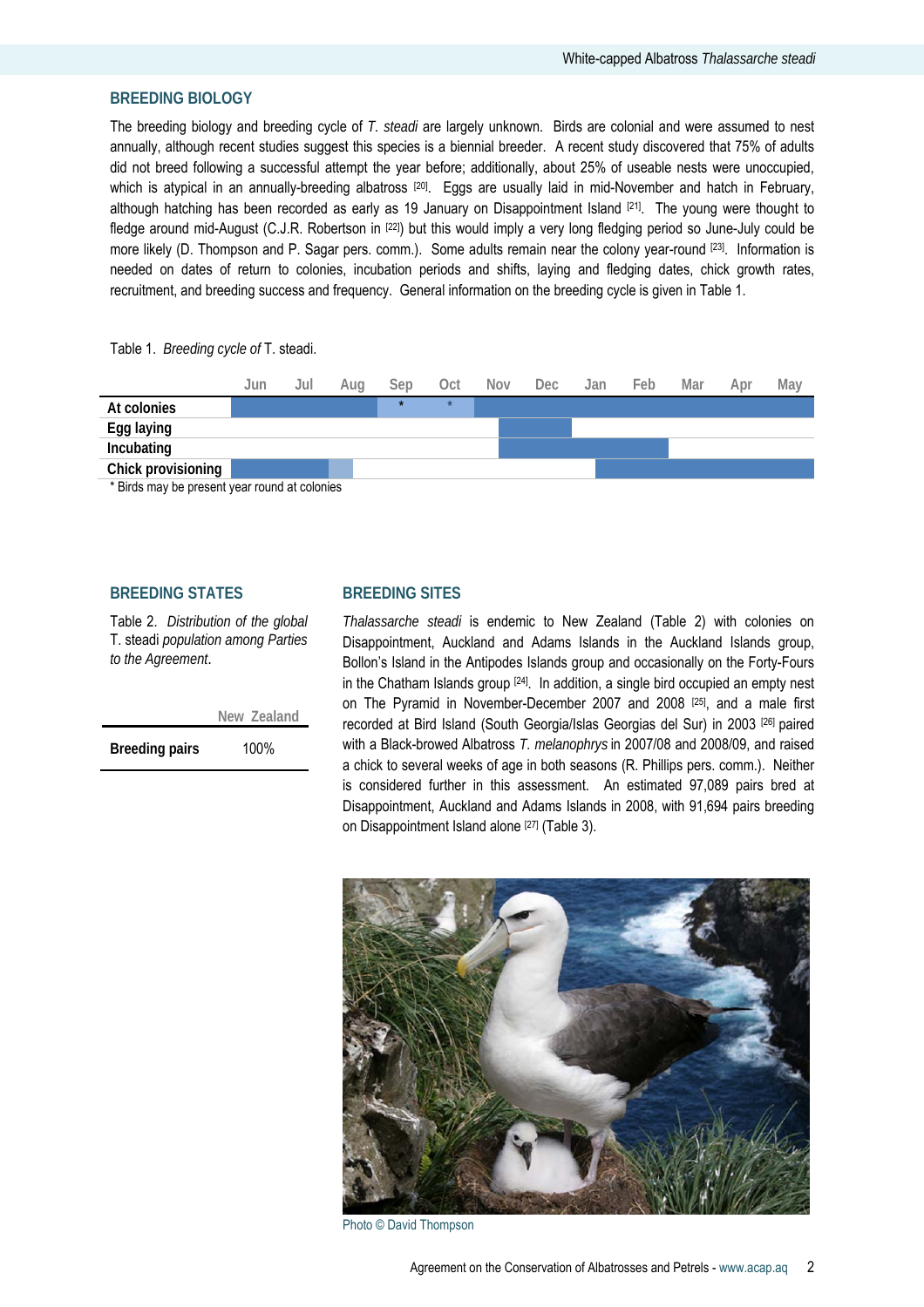## BREEDING BIOLOGY

The breeding biology and breeding cycle of *T. steadi* are largely unknown. Birds are colonial and were assumed to nest annually, although recent studies suggest this species is a biennial breeder. A recent study discovered that 75% of adults did not breed following a successful attempt the year before; additionally, about 25% of useable nests were unoccupied, which is atypical in an annually-breeding albatross [20]. Eggs are usually laid in mid-November and hatch in February, although hatching has been recorded as early as 19 January on Disappointment Island [21]. The young were thought to fledge around mid-August (C.J.R. Robertson in [22]) but this would imply a very long fledging period so June-July could be more likely (D. Thompson and P. Sagar pers. comm.). Some adults remain near the colony year-round [23]. Information is needed on dates of return to colonies, incubation periods and shifts, laying and fledging dates, chick growth rates, recruitment, and breeding success and frequency. General information on the breeding cycle is given in Table 1.

Table 1. *Breeding cycle of* T. steadi.

| | Jun | Jul | Aug | Sep | Oct | Nov | Dec | Jan | Feb | Mar | Apr | May |
|---|---|---|---|---|---|---|---|---|---|---|---|---|
| **At colonies** | ■ | ■ | ■ | * | * | ■ | ■ | ■ | ■ | ■ | ■ | ■ |
| **Egg laying** | | | | | | ■ | ■ | | | | | |
| **Incubating** | | | | | | ■ | ■ | ■ | ■ | | | |
| **Chick provisioning** | ■ | ■ | ■ | | | | | ■ | ■ | ■ | ■ | ■ |

\* Birds may be present year round at colonies

## BREEDING STATES

Table 2. *Distribution of the global* T. steadi *population among Parties to the Agreement*.

| | New Zealand |
|---|---|
| **Breeding pairs** | 100% |

## BREEDING SITES

*Thalassarche steadi* is endemic to New Zealand (Table 2) with colonies on Disappointment, Auckland and Adams Islands in the Auckland Islands group, Bollon's Island in the Antipodes Islands group and occasionally on the Forty-Fours in the Chatham Islands group [24]. In addition, a single bird occupied an empty nest on The Pyramid in November-December 2007 and 2008 [25], and a male first recorded at Bird Island (South Georgia/Islas Georgias del Sur) in 2003 [26] paired with a Black-browed Albatross *T. melanophrys* in 2007/08 and 2008/09, and raised a chick to several weeks of age in both seasons (R. Phillips pers. comm.). Neither is considered further in this assessment. An estimated 97,089 pairs bred at Disappointment, Auckland and Adams Islands in 2008, with 91,694 pairs breeding on Disappointment Island alone [27] (Table 3).

Photo © David Thompson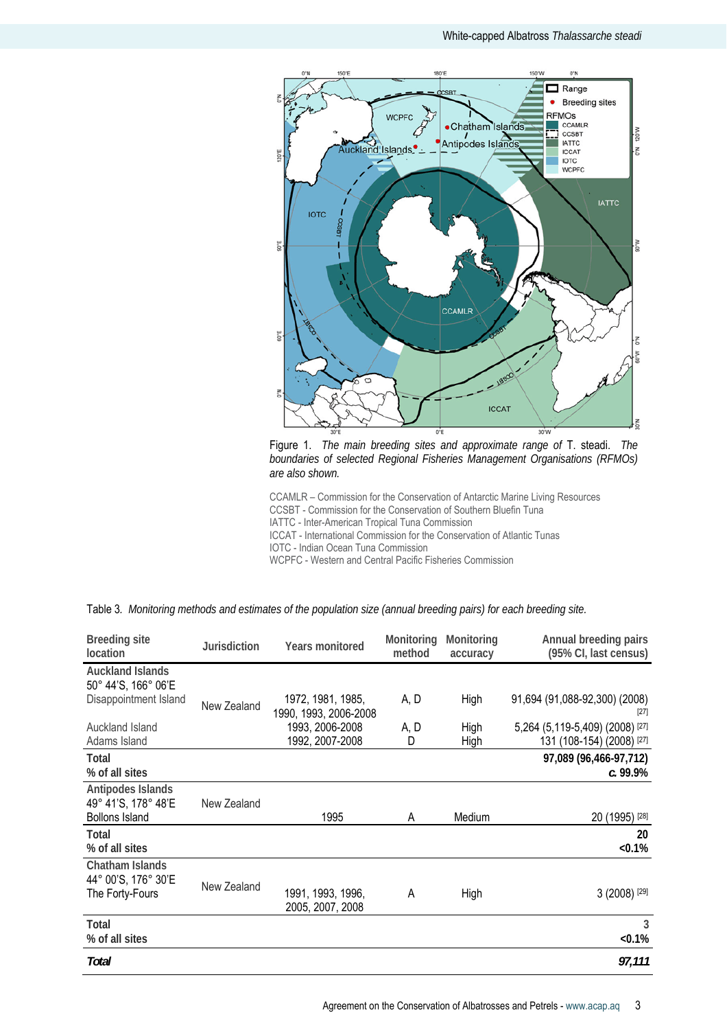Figure 1. *The main breeding sites and approximate range of* T. steadi. *The boundaries of selected Regional Fisheries Management Organisations (RFMOs) are also shown.*

CCAMLR – Commission for the Conservation of Antarctic Marine Living Resources
CCSBT - Commission for the Conservation of Southern Bluefin Tuna
IATTC - Inter-American Tropical Tuna Commission
ICCAT - International Commission for the Conservation of Atlantic Tunas
IOTC - Indian Ocean Tuna Commission
WCPFC - Western and Central Pacific Fisheries Commission

Table 3. *Monitoring methods and estimates of the population size (annual breeding pairs) for each breeding site.*

| Breeding site location | Jurisdiction | Years monitored | Monitoring method | Monitoring accuracy | Annual breeding pairs (95% CI, last census) |
|---|---|---|---|---|---|
| **Auckland Islands** 50° 44'S, 166° 06'E | | | | | |
| Disappointment Island | New Zealand | 1972, 1981, 1985, 1990, 1993, 2006-2008 | A, D | High | 91,694 (91,088-92,300) (2008) [27] |
| Auckland Island | | 1993, 2006-2008 | A, D | High | 5,264 (5,119-5,409) (2008) [27] |
| Adams Island | | 1992, 2007-2008 | D | High | 131 (108-154) (2008) [27] |
| **Total** | | | | | **97,089 (96,466-97,712)** |
| **% of all sites** | | | | | ***c.* 99.9%** |
| **Antipodes Islands** 49° 41'S, 178° 48'E | | | | | |
| Bollons Island | New Zealand | 1995 | A | Medium | 20 (1995) [28] |
| **Total** | | | | | **20** |
| **% of all sites** | | | | | **<0.1%** |
| **Chatham Islands** 44° 00'S, 176° 30'E | | | | | |
| The Forty-Fours | New Zealand | 1991, 1993, 1996, 2005, 2007, 2008 | A | High | 3 (2008) [29] |
| **Total** | | | | | **3** |
| **% of all sites** | | | | | **<0.1%** |
| ***Total*** | | | | | ***97,111*** |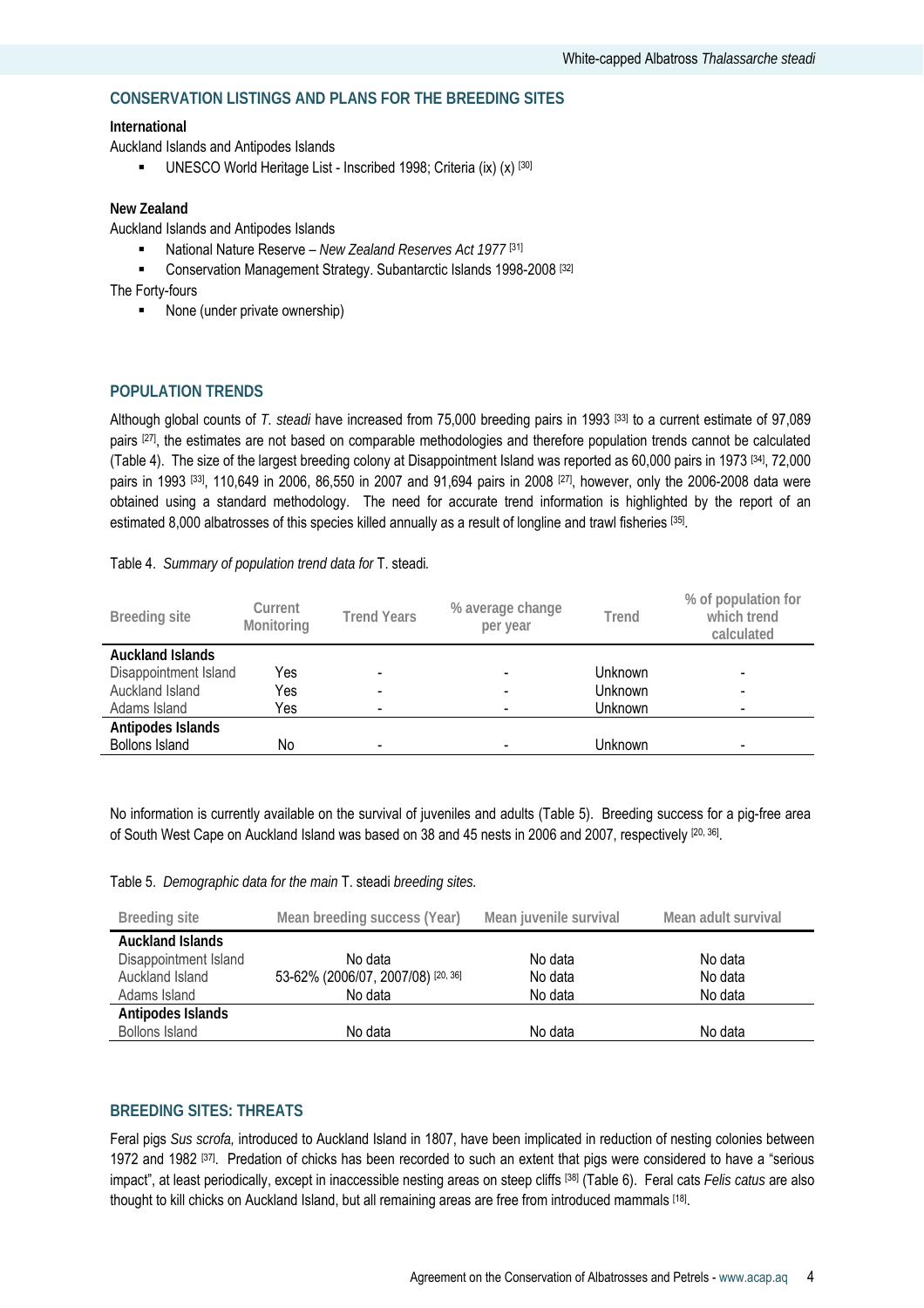## CONSERVATION LISTINGS AND PLANS FOR THE BREEDING SITES

**International**

Auckland Islands and Antipodes Islands

- UNESCO World Heritage List - Inscribed 1998; Criteria (ix) (x) [30]

**New Zealand**

Auckland Islands and Antipodes Islands

- National Nature Reserve – *New Zealand Reserves Act 1977* [31]
- Conservation Management Strategy. Subantarctic Islands 1998-2008 [32]

The Forty-fours

- None (under private ownership)

## POPULATION TRENDS

Although global counts of *T. steadi* have increased from 75,000 breeding pairs in 1993 [33] to a current estimate of 97,089 pairs [27], the estimates are not based on comparable methodologies and therefore population trends cannot be calculated (Table 4). The size of the largest breeding colony at Disappointment Island was reported as 60,000 pairs in 1973 [34], 72,000 pairs in 1993 [33], 110,649 in 2006, 86,550 in 2007 and 91,694 pairs in 2008 [27], however, only the 2006-2008 data were obtained using a standard methodology. The need for accurate trend information is highlighted by the report of an estimated 8,000 albatrosses of this species killed annually as a result of longline and trawl fisheries [35].

Table 4. *Summary of population trend data for* T. steadi*.*

| Breeding site | Current Monitoring | Trend Years | % average change per year | Trend | % of population for which trend calculated |
|---|---|---|---|---|---|
| **Auckland Islands** | | | | | |
| Disappointment Island | Yes | - | - | Unknown | - |
| Auckland Island | Yes | - | - | Unknown | - |
| Adams Island | Yes | - | - | Unknown | - |
| **Antipodes Islands** | | | | | |
| Bollons Island | No | - | - | Unknown | - |

No information is currently available on the survival of juveniles and adults (Table 5). Breeding success for a pig-free area of South West Cape on Auckland Island was based on 38 and 45 nests in 2006 and 2007, respectively [20, 36].

Table 5. *Demographic data for the main* T. steadi *breeding sites.*

| Breeding site | Mean breeding success (Year) | Mean juvenile survival | Mean adult survival |
|---|---|---|---|
| **Auckland Islands** | | | |
| Disappointment Island | No data | No data | No data |
| Auckland Island | 53-62% (2006/07, 2007/08) [20, 36] | No data | No data |
| Adams Island | No data | No data | No data |
| **Antipodes Islands** | | | |
| Bollons Island | No data | No data | No data |

## BREEDING SITES: THREATS

Feral pigs *Sus scrofa,* introduced to Auckland Island in 1807, have been implicated in reduction of nesting colonies between 1972 and 1982 [37]. Predation of chicks has been recorded to such an extent that pigs were considered to have a "serious impact", at least periodically, except in inaccessible nesting areas on steep cliffs [38] (Table 6). Feral cats *Felis catus* are also thought to kill chicks on Auckland Island, but all remaining areas are free from introduced mammals [18].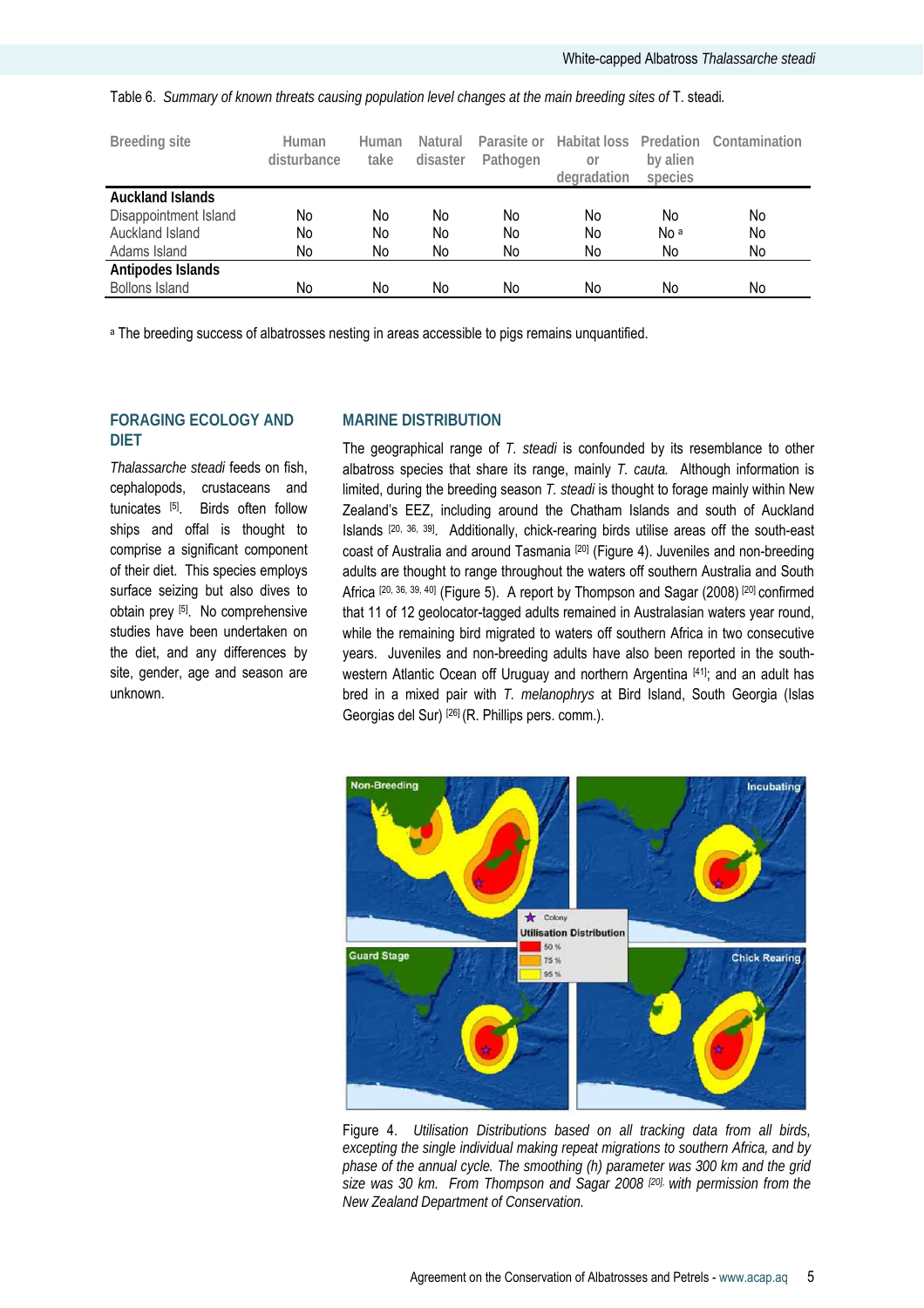Table 6. *Summary of known threats causing population level changes at the main breeding sites of* T. steadi.

| Breeding site | Human disturbance | Human take | Natural disaster | Parasite or Pathogen | Habitat loss or degradation | Predation by alien species | Contamination |
|---|---|---|---|---|---|---|---|
| **Auckland Islands** | | | | | | | |
| Disappointment Island | No | No | No | No | No | No | No |
| Auckland Island | No | No | No | No | No | No [a] | No |
| Adams Island | No | No | No | No | No | No | No |
| **Antipodes Islands** | | | | | | | |
| Bollons Island | No | No | No | No | No | No | No |

[a] The breeding success of albatrosses nesting in areas accessible to pigs remains unquantified.

## FORAGING ECOLOGY AND DIET

*Thalassarche steadi* feeds on fish, cephalopods, crustaceans and tunicates [5]. Birds often follow ships and offal is thought to comprise a significant component of their diet. This species employs surface seizing but also dives to obtain prey [5]. No comprehensive studies have been undertaken on the diet, and any differences by site, gender, age and season are unknown.

## MARINE DISTRIBUTION

The geographical range of *T. steadi* is confounded by its resemblance to other albatross species that share its range, mainly *T. cauta.* Although information is limited, during the breeding season *T. steadi* is thought to forage mainly within New Zealand's EEZ, including around the Chatham Islands and south of Auckland Islands [20, 36, 39]. Additionally, chick-rearing birds utilise areas off the south-east coast of Australia and around Tasmania [20] (Figure 4). Juveniles and non-breeding adults are thought to range throughout the waters off southern Australia and South Africa [20, 36, 39, 40] (Figure 5). A report by Thompson and Sagar (2008) [20] confirmed that 11 of 12 geolocator-tagged adults remained in Australasian waters year round, while the remaining bird migrated to waters off southern Africa in two consecutive years. Juveniles and non-breeding adults have also been reported in the south-western Atlantic Ocean off Uruguay and northern Argentina [41]; and an adult has bred in a mixed pair with *T. melanophrys* at Bird Island, South Georgia (Islas Georgias del Sur) [26] (R. Phillips pers. comm.).

Figure 4. *Utilisation Distributions based on all tracking data from all birds, excepting the single individual making repeat migrations to southern Africa, and by phase of the annual cycle. The smoothing (h) parameter was 300 km and the grid size was 30 km. From Thompson and Sagar 2008* [20]*, with permission from the New Zealand Department of Conservation.*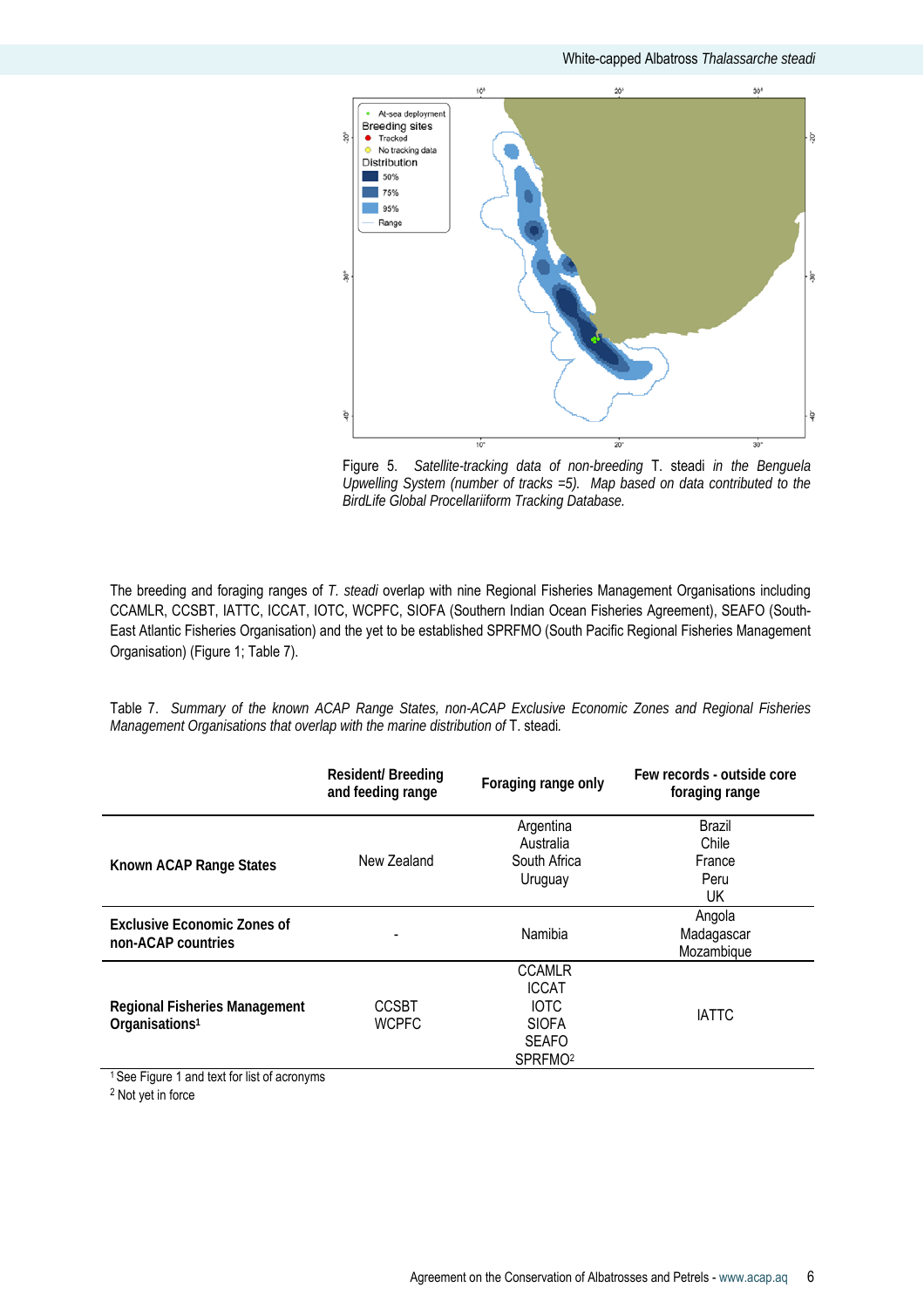Figure 5. *Satellite-tracking data of non-breeding* T. steadi *in the Benguela Upwelling System (number of tracks =5). Map based on data contributed to the BirdLife Global Procellariiform Tracking Database.*

The breeding and foraging ranges of *T. steadi* overlap with nine Regional Fisheries Management Organisations including CCAMLR, CCSBT, IATTC, ICCAT, IOTC, WCPFC, SIOFA (Southern Indian Ocean Fisheries Agreement), SEAFO (South-East Atlantic Fisheries Organisation) and the yet to be established SPRFMO (South Pacific Regional Fisheries Management Organisation) (Figure 1; Table 7).

Table 7. *Summary of the known ACAP Range States, non-ACAP Exclusive Economic Zones and Regional Fisheries Management Organisations that overlap with the marine distribution of* T. steadi.

| | Resident/ Breeding and feeding range | Foraging range only | Few records - outside core foraging range |
|---|---|---|---|
| **Known ACAP Range States** | New Zealand | Argentina<br>Australia<br>South Africa<br>Uruguay | Brazil<br>Chile<br>France<br>Peru<br>UK |
| **Exclusive Economic Zones of non-ACAP countries** | - | Namibia | Angola<br>Madagascar<br>Mozambique |
| **Regional Fisheries Management Organisations**[1] | CCSBT<br>WCPFC | CCAMLR<br>ICCAT<br>IOTC<br>SIOFA<br>SEAFO<br>SPRFMO[2] | IATTC |

[1] See Figure 1 and text for list of acronyms
[2] Not yet in force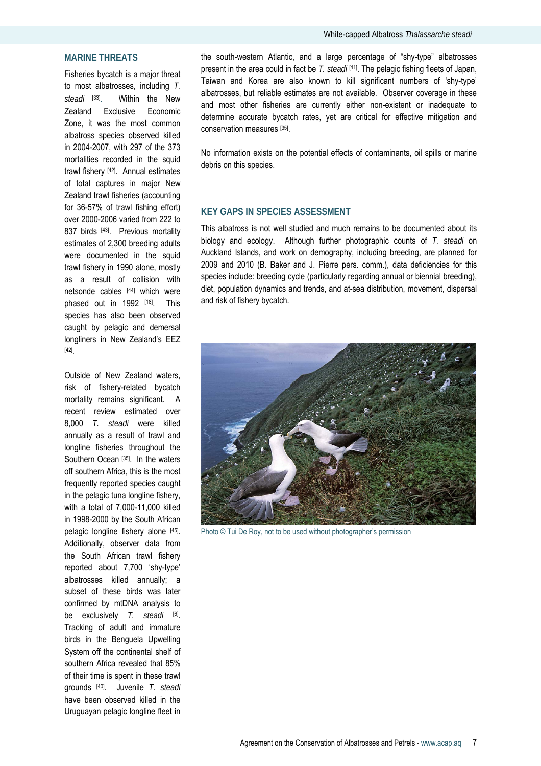## MARINE THREATS

Fisheries bycatch is a major threat to most albatrosses, including *T. steadi* [33]. Within the New Zealand Exclusive Economic Zone, it was the most common albatross species observed killed in 2004-2007, with 297 of the 373 mortalities recorded in the squid trawl fishery [42]. Annual estimates of total captures in major New Zealand trawl fisheries (accounting for 36-57% of trawl fishing effort) over 2000-2006 varied from 222 to 837 birds [43]. Previous mortality estimates of 2,300 breeding adults were documented in the squid trawl fishery in 1990 alone, mostly as a result of collision with netsonde cables [44] which were phased out in 1992 [18]. This species has also been observed caught by pelagic and demersal longliners in New Zealand's EEZ [42].

Outside of New Zealand waters, risk of fishery-related bycatch mortality remains significant. A recent review estimated over 8,000 *T. steadi* were killed annually as a result of trawl and longline fisheries throughout the Southern Ocean [35]. In the waters off southern Africa, this is the most frequently reported species caught in the pelagic tuna longline fishery, with a total of 7,000-11,000 killed in 1998-2000 by the South African pelagic longline fishery alone [45]. Additionally, observer data from the South African trawl fishery reported about 7,700 'shy-type' albatrosses killed annually; a subset of these birds was later confirmed by mtDNA analysis to be exclusively *T. steadi* [6]. Tracking of adult and immature birds in the Benguela Upwelling System off the continental shelf of southern Africa revealed that 85% of their time is spent in these trawl grounds [40]. Juvenile *T. steadi* have been observed killed in the Uruguayan pelagic longline fleet in the south-western Atlantic, and a large percentage of "shy-type" albatrosses present in the area could in fact be *T. steadi* [41]. The pelagic fishing fleets of Japan, Taiwan and Korea are also known to kill significant numbers of 'shy-type' albatrosses, but reliable estimates are not available. Observer coverage in these and most other fisheries are currently either non-existent or inadequate to determine accurate bycatch rates, yet are critical for effective mitigation and conservation measures [35].

No information exists on the potential effects of contaminants, oil spills or marine debris on this species.

## KEY GAPS IN SPECIES ASSESSMENT

This albatross is not well studied and much remains to be documented about its biology and ecology. Although further photographic counts of *T. steadi* on Auckland Islands, and work on demography, including breeding, are planned for 2009 and 2010 (B. Baker and J. Pierre pers. comm.), data deficiencies for this species include: breeding cycle (particularly regarding annual or biennial breeding), diet, population dynamics and trends, and at-sea distribution, movement, dispersal and risk of fishery bycatch.

Photo © Tui De Roy, not to be used without photographer's permission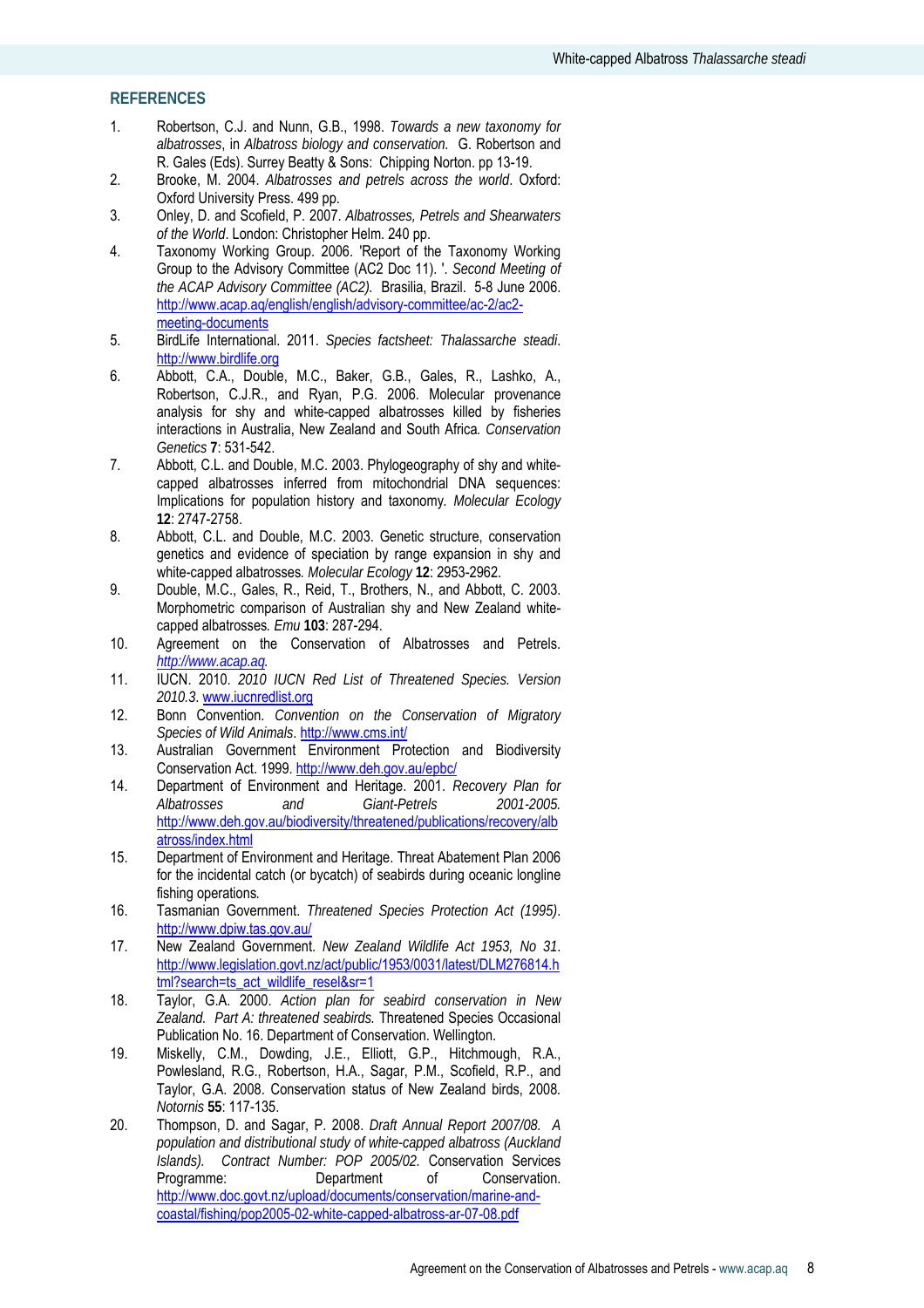## REFERENCES

1. Robertson, C.J. and Nunn, G.B., 1998. *Towards a new taxonomy for albatrosses*, in *Albatross biology and conservation.* G. Robertson and R. Gales (Eds). Surrey Beatty & Sons: Chipping Norton. pp 13-19.
2. Brooke, M. 2004. *Albatrosses and petrels across the world*. Oxford: Oxford University Press. 499 pp.
3. Onley, D. and Scofield, P. 2007. *Albatrosses, Petrels and Shearwaters of the World*. London: Christopher Helm. 240 pp.
4. Taxonomy Working Group. 2006. 'Report of the Taxonomy Working Group to the Advisory Committee (AC2 Doc 11). '. *Second Meeting of the ACAP Advisory Committee (AC2).* Brasilia, Brazil. 5-8 June 2006. http://www.acap.aq/english/english/advisory-committee/ac-2/ac2-meeting-documents
5. BirdLife International. 2011. *Species factsheet: Thalassarche steadi*. http://www.birdlife.org
6. Abbott, C.A., Double, M.C., Baker, G.B., Gales, R., Lashko, A., Robertson, C.J.R., and Ryan, P.G. 2006. Molecular provenance analysis for shy and white-capped albatrosses killed by fisheries interactions in Australia, New Zealand and South Africa*. Conservation Genetics* **7**: 531-542.
7. Abbott, C.L. and Double, M.C. 2003. Phylogeography of shy and white-capped albatrosses inferred from mitochondrial DNA sequences: Implications for population history and taxonomy. *Molecular Ecology* **12**: 2747-2758.
8. Abbott, C.L. and Double, M.C. 2003. Genetic structure, conservation genetics and evidence of speciation by range expansion in shy and white-capped albatrosses*. Molecular Ecology* **12**: 2953-2962.
9. Double, M.C., Gales, R., Reid, T., Brothers, N., and Abbott, C. 2003. Morphometric comparison of Australian shy and New Zealand white-capped albatrosses*. Emu* **103**: 287-294.
10. Agreement on the Conservation of Albatrosses and Petrels. *http://www.acap.aq*.
11. IUCN. 2010. *2010 IUCN Red List of Threatened Species. Version 2010.3*. www.iucnredlist.org
12. Bonn Convention. *Convention on the Conservation of Migratory Species of Wild Animals*. http://www.cms.int/
13. Australian Government Environment Protection and Biodiversity Conservation Act. 1999. http://www.deh.gov.au/epbc/
14. Department of Environment and Heritage. 2001. *Recovery Plan for Albatrosses and Giant-Petrels 2001-2005.* http://www.deh.gov.au/biodiversity/threatened/publications/recovery/albatross/index.html
15. Department of Environment and Heritage. Threat Abatement Plan 2006 for the incidental catch (or bycatch) of seabirds during oceanic longline fishing operations*.*
16. Tasmanian Government. *Threatened Species Protection Act (1995)*. http://www.dpiw.tas.gov.au/
17. New Zealand Government. *New Zealand Wildlife Act 1953, No 31*. http://www.legislation.govt.nz/act/public/1953/0031/latest/DLM276814.html?search=ts_act_wildlife_resel&sr=1
18. Taylor, G.A. 2000. *Action plan for seabird conservation in New Zealand. Part A: threatened seabirds.* Threatened Species Occasional Publication No. 16. Department of Conservation. Wellington.
19. Miskelly, C.M., Dowding, J.E., Elliott, G.P., Hitchmough, R.A., Powlesland, R.G., Robertson, H.A., Sagar, P.M., Scofield, R.P., and Taylor, G.A. 2008. Conservation status of New Zealand birds, 2008*. Notornis* **55**: 117-135.
20. Thompson, D. and Sagar, P. 2008. *Draft Annual Report 2007/08. A population and distributional study of white-capped albatross (Auckland Islands). Contract Number: POP 2005/02.* Conservation Services Programme: Department of Conservation. http://www.doc.govt.nz/upload/documents/conservation/marine-and-coastal/fishing/pop2005-02-white-capped-albatross-ar-07-08.pdf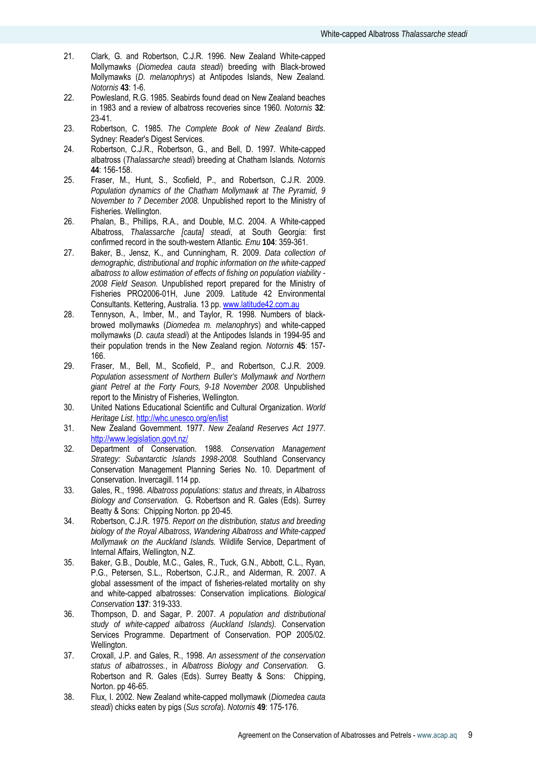21. Clark, G. and Robertson, C.J.R. 1996. New Zealand White-capped Mollymawks (*Diomedea cauta steadi*) breeding with Black-browed Mollymawks (*D. melanophrys*) at Antipodes Islands, New Zealand. *Notornis* **43**: 1-6.
22. Powlesland, R.G. 1985. Seabirds found dead on New Zealand beaches in 1983 and a review of albatross recoveries since 1960. *Notornis* **32**: 23-41.
23. Robertson, C. 1985. *The Complete Book of New Zealand Birds*. Sydney: Reader's Digest Services.
24. Robertson, C.J.R., Robertson, G., and Bell, D. 1997. White-capped albatross (*Thalassarche steadi*) breeding at Chatham Islands. *Notornis* **44**: 156-158.
25. Fraser, M., Hunt, S., Scofield, P., and Robertson, C.J.R. 2009. *Population dynamics of the Chatham Mollymawk at The Pyramid, 9 November to 7 December 2008.* Unpublished report to the Ministry of Fisheries. Wellington.
26. Phalan, B., Phillips, R.A., and Double, M.C. 2004. A White-capped Albatross, *Thalassarche [cauta] steadi*, at South Georgia: first confirmed record in the south-western Atlantic. *Emu* **104**: 359-361.
27. Baker, B., Jensz, K., and Cunningham, R. 2009. *Data collection of demographic, distributional and trophic information on the white-capped albatross to allow estimation of effects of fishing on population viability - 2008 Field Season.* Unpublished report prepared for the Ministry of Fisheries PRO2006-01H, June 2009. Latitude 42 Environmental Consultants. Kettering, Australia. 13 pp. www.latitude42.com.au
28. Tennyson, A., Imber, M., and Taylor, R. 1998. Numbers of black-browed mollymawks (*Diomedea m. melanophrys*) and white-capped mollymawks (*D. cauta steadi*) at the Antipodes Islands in 1994-95 and their population trends in the New Zealand region. *Notornis* **45**: 157-166.
29. Fraser, M., Bell, M., Scofield, P., and Robertson, C.J.R. 2009. *Population assessment of Northern Buller's Mollymawk and Northern giant Petrel at the Forty Fours, 9-18 November 2008.* Unpublished report to the Ministry of Fisheries, Wellington.
30. United Nations Educational Scientific and Cultural Organization. *World Heritage List*. http://whc.unesco.org/en/list
31. New Zealand Government. 1977. *New Zealand Reserves Act 1977.* http://www.legislation.govt.nz/
32. Department of Conservation. 1988. *Conservation Management Strategy: Subantarctic Islands 1998-2008.* Southland Conservancy Conservation Management Planning Series No. 10. Department of Conservation. Invercagill. 114 pp.
33. Gales, R., 1998. *Albatross populations: status and threats*, in *Albatross Biology and Conservation.* G. Robertson and R. Gales (Eds). Surrey Beatty & Sons: Chipping Norton. pp 20-45.
34. Robertson, C.J.R. 1975. *Report on the distribution, status and breeding biology of the Royal Albatross, Wandering Albatross and White-capped Mollymawk on the Auckland Islands.* Wildlife Service, Department of Internal Affairs, Wellington, N.Z.
35. Baker, G.B., Double, M.C., Gales, R., Tuck, G.N., Abbott, C.L., Ryan, P.G., Petersen, S.L., Robertson, C.J.R., and Alderman, R. 2007. A global assessment of the impact of fisheries-related mortality on shy and white-capped albatrosses: Conservation implications. *Biological Conservation* **137**: 319-333.
36. Thompson, D. and Sagar, P. 2007. *A population and distributional study of white-capped albatross (Auckland Islands).* Conservation Services Programme. Department of Conservation. POP 2005/02. Wellington.
37. Croxall, J.P. and Gales, R., 1998. *An assessment of the conservation status of albatrosses.*, in *Albatross Biology and Conservation.* G. Robertson and R. Gales (Eds). Surrey Beatty & Sons: Chipping, Norton. pp 46-65.
38. Flux, I. 2002. New Zealand white-capped mollymawk (*Diomedea cauta steadi*) chicks eaten by pigs (*Sus scrofa*). *Notornis* **49**: 175-176.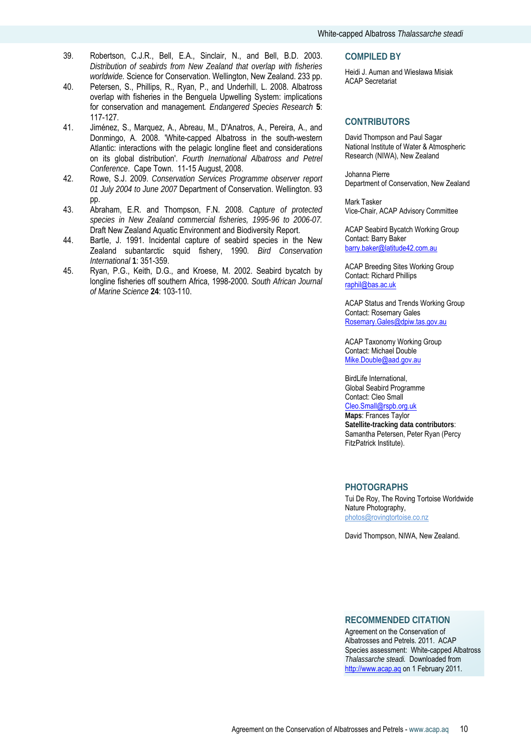39. Robertson, C.J.R., Bell, E.A., Sinclair, N., and Bell, B.D. 2003. *Distribution of seabirds from New Zealand that overlap with fisheries worldwide.* Science for Conservation. Wellington, New Zealand. 233 pp.
40. Petersen, S., Phillips, R., Ryan, P., and Underhill, L. 2008. Albatross overlap with fisheries in the Benguela Upwelling System: implications for conservation and management. *Endangered Species Research* **5**: 117-127.
41. Jiménez, S., Marquez, A., Abreau, M., D'Anatros, A., Pereira, A., and Donmingo, A. 2008. 'White-capped Albatross in the south-western Atlantic: interactions with the pelagic longline fleet and considerations on its global distribution'. *Fourth Inernational Albatross and Petrel Conference*. Cape Town. 11-15 August, 2008.
42. Rowe, S.J. 2009. *Conservation Services Programme observer report 01 July 2004 to June 2007* Department of Conservation. Wellington. 93 pp.
43. Abraham, E.R. and Thompson, F.N. 2008. *Capture of protected species in New Zealand commercial fisheries, 1995-96 to 2006-07.* Draft New Zealand Aquatic Environment and Biodiversity Report.
44. Bartle, J. 1991. Incidental capture of seabird species in the New Zealand subantarctic squid fishery, 1990. *Bird Conservation International* **1**: 351-359.
45. Ryan, P.G., Keith, D.G., and Kroese, M. 2002. Seabird bycatch by longline fisheries off southern Africa, 1998-2000. *South African Journal of Marine Science* **24**: 103-110.

## COMPILED BY

Heidi J. Auman and Wiesława Misiak
ACAP Secretariat

## CONTRIBUTORS

David Thompson and Paul Sagar
National Institute of Water & Atmospheric Research (NIWA), New Zealand

Johanna Pierre
Department of Conservation, New Zealand

Mark Tasker
Vice-Chair, ACAP Advisory Committee

ACAP Seabird Bycatch Working Group
Contact: Barry Baker
barry.baker@latitude42.com.au

ACAP Breeding Sites Working Group
Contact: Richard Phillips
raphil@bas.ac.uk

ACAP Status and Trends Working Group
Contact: Rosemary Gales
Rosemary.Gales@dpiw.tas.gov.au

ACAP Taxonomy Working Group
Contact: Michael Double
Mike.Double@aad.gov.au

BirdLife International,
Global Seabird Programme
Contact: Cleo Small
Cleo.Small@rspb.org.uk
**Maps**: Frances Taylor
**Satellite-tracking data contributors**: Samantha Petersen, Peter Ryan (Percy FitzPatrick Institute).

## PHOTOGRAPHS

Tui De Roy, The Roving Tortoise Worldwide Nature Photography,
photos@rovingtortoise.co.nz

David Thompson, NIWA, New Zealand.

## RECOMMENDED CITATION

Agreement on the Conservation of Albatrosses and Petrels. 2011. ACAP Species assessment: White-capped Albatross *Thalassarche steadi.* Downloaded from http://www.acap.aq on 1 February 2011.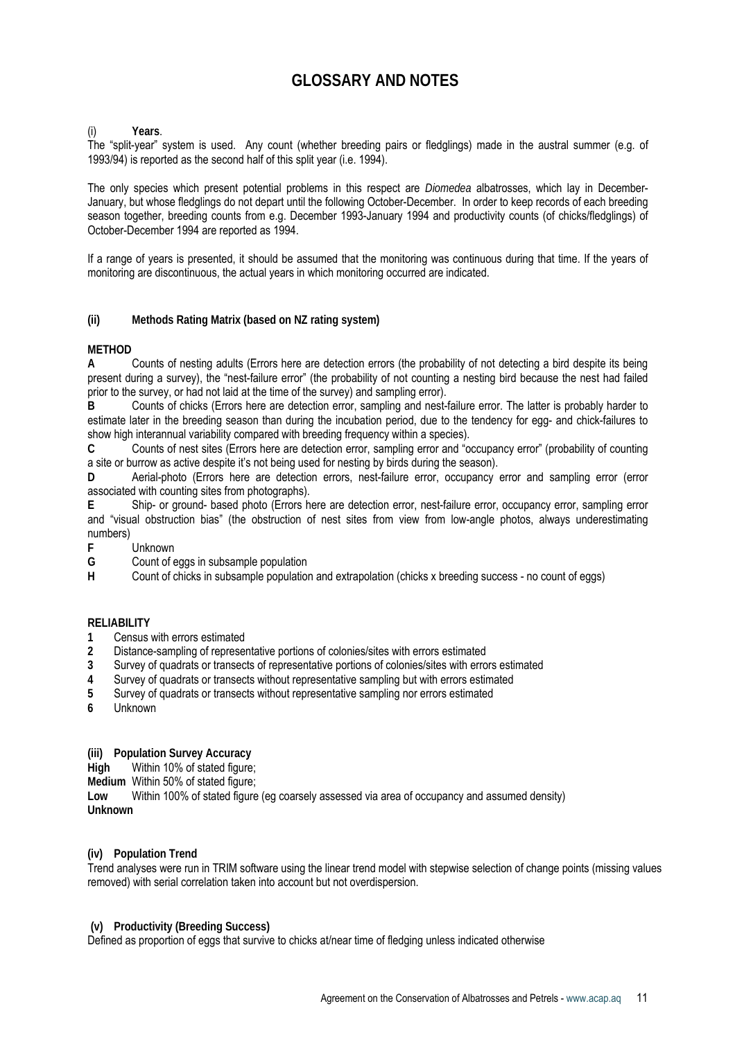# GLOSSARY AND NOTES

(i) **Years**.

The "split-year" system is used. Any count (whether breeding pairs or fledglings) made in the austral summer (e.g. of 1993/94) is reported as the second half of this split year (i.e. 1994).

The only species which present potential problems in this respect are *Diomedea* albatrosses, which lay in December-January, but whose fledglings do not depart until the following October-December. In order to keep records of each breeding season together, breeding counts from e.g. December 1993-January 1994 and productivity counts (of chicks/fledglings) of October-December 1994 are reported as 1994.

If a range of years is presented, it should be assumed that the monitoring was continuous during that time. If the years of monitoring are discontinuous, the actual years in which monitoring occurred are indicated.

**(ii) Methods Rating Matrix (based on NZ rating system)**

**METHOD**

**A** Counts of nesting adults (Errors here are detection errors (the probability of not detecting a bird despite its being present during a survey), the "nest-failure error" (the probability of not counting a nesting bird because the nest had failed prior to the survey, or had not laid at the time of the survey) and sampling error).

**B** Counts of chicks (Errors here are detection error, sampling and nest-failure error. The latter is probably harder to estimate later in the breeding season than during the incubation period, due to the tendency for egg- and chick-failures to show high interannual variability compared with breeding frequency within a species).

**C** Counts of nest sites (Errors here are detection error, sampling error and "occupancy error" (probability of counting a site or burrow as active despite it's not being used for nesting by birds during the season).

**D** Aerial-photo (Errors here are detection errors, nest-failure error, occupancy error and sampling error (error associated with counting sites from photographs).

**E** Ship- or ground- based photo (Errors here are detection error, nest-failure error, occupancy error, sampling error and "visual obstruction bias" (the obstruction of nest sites from view from low-angle photos, always underestimating numbers)

**F** Unknown

**G** Count of eggs in subsample population

**H** Count of chicks in subsample population and extrapolation (chicks x breeding success - no count of eggs)

**RELIABILITY**

**1** Census with errors estimated

**2** Distance-sampling of representative portions of colonies/sites with errors estimated

**3** Survey of quadrats or transects of representative portions of colonies/sites with errors estimated

**4** Survey of quadrats or transects without representative sampling but with errors estimated

**5** Survey of quadrats or transects without representative sampling nor errors estimated

**6** Unknown

**(iii) Population Survey Accuracy**

**High** Within 10% of stated figure;

**Medium** Within 50% of stated figure;

**Low** Within 100% of stated figure (eg coarsely assessed via area of occupancy and assumed density)

**Unknown**

**(iv) Population Trend**

Trend analyses were run in TRIM software using the linear trend model with stepwise selection of change points (missing values removed) with serial correlation taken into account but not overdispersion.

**(v) Productivity (Breeding Success)**

Defined as proportion of eggs that survive to chicks at/near time of fledging unless indicated otherwise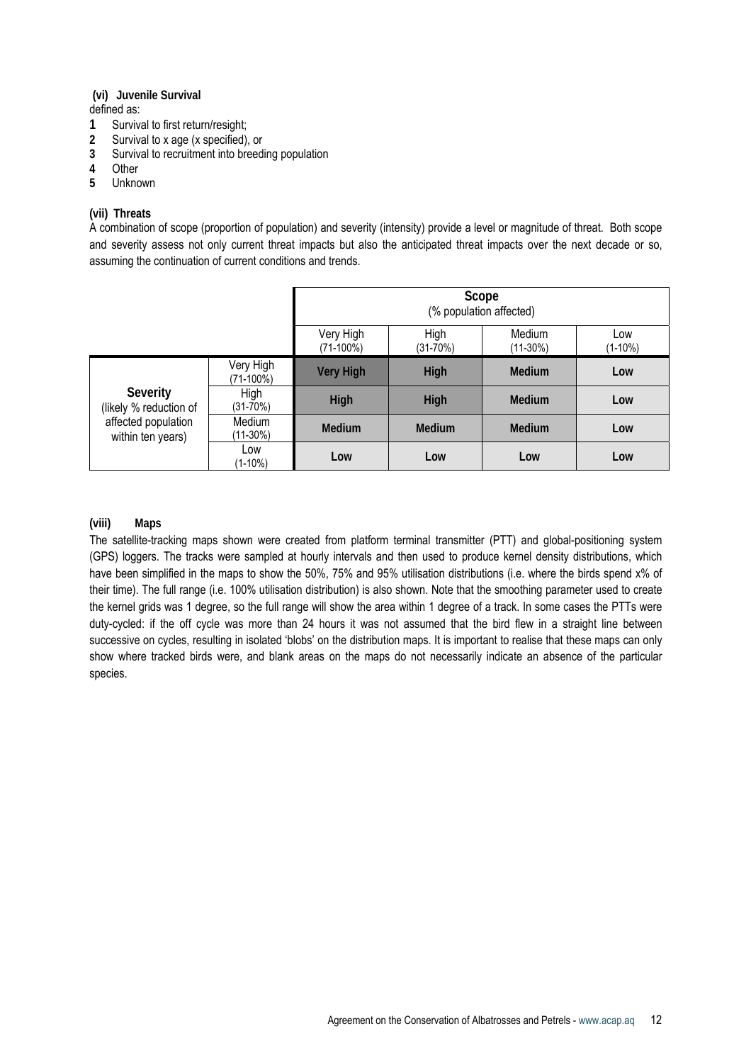**(vi) Juvenile Survival**

defined as:

1. Survival to first return/resight;
2. Survival to x age (x specified), or
3. Survival to recruitment into breeding population
4. Other
5. Unknown

**(vii) Threats**

A combination of scope (proportion of population) and severity (intensity) provide a level or magnitude of threat. Both scope and severity assess not only current threat impacts but also the anticipated threat impacts over the next decade or so, assuming the continuation of current conditions and trends.

| | | **Scope** (% population affected) | | | |
|---|---|---|---|---|---|
| | | Very High (71-100%) | High (31-70%) | Medium (11-30%) | Low (1-10%) |
| **Severity** (likely % reduction of affected population within ten years) | Very High (71-100%) | **Very High** | **High** | **Medium** | **Low** |
| | High (31-70%) | **High** | **High** | **Medium** | **Low** |
| | Medium (11-30%) | **Medium** | **Medium** | **Medium** | **Low** |
| | Low (1-10%) | **Low** | **Low** | **Low** | **Low** |

**(viii) Maps**

The satellite-tracking maps shown were created from platform terminal transmitter (PTT) and global-positioning system (GPS) loggers. The tracks were sampled at hourly intervals and then used to produce kernel density distributions, which have been simplified in the maps to show the 50%, 75% and 95% utilisation distributions (i.e. where the birds spend x% of their time). The full range (i.e. 100% utilisation distribution) is also shown. Note that the smoothing parameter used to create the kernel grids was 1 degree, so the full range will show the area within 1 degree of a track. In some cases the PTTs were duty-cycled: if the off cycle was more than 24 hours it was not assumed that the bird flew in a straight line between successive on cycles, resulting in isolated 'blobs' on the distribution maps. It is important to realise that these maps can only show where tracked birds were, and blank areas on the maps do not necessarily indicate an absence of the particular species.